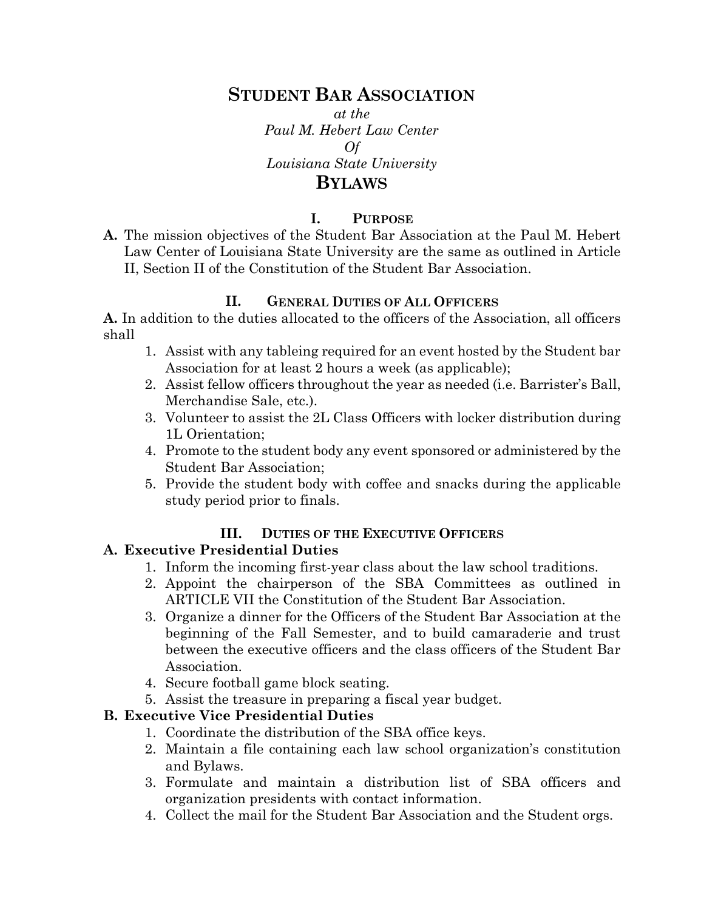# STUDENT BAR ASSOCIATION

*at the*
*Paul M. Hebert Law Center*
*Of*
*Louisiana State University*

# BYLAWS

## I. PURPOSE

**A.** The mission objectives of the Student Bar Association at the Paul M. Hebert Law Center of Louisiana State University are the same as outlined in Article II, Section II of the Constitution of the Student Bar Association.

## II. GENERAL DUTIES OF ALL OFFICERS

**A.** In addition to the duties allocated to the officers of the Association, all officers shall

1. Assist with any tableing required for an event hosted by the Student bar Association for at least 2 hours a week (as applicable);
2. Assist fellow officers throughout the year as needed (i.e. Barrister's Ball, Merchandise Sale, etc.).
3. Volunteer to assist the 2L Class Officers with locker distribution during 1L Orientation;
4. Promote to the student body any event sponsored or administered by the Student Bar Association;
5. Provide the student body with coffee and snacks during the applicable study period prior to finals.

## III. DUTIES OF THE EXECUTIVE OFFICERS

### A. Executive Presidential Duties

1. Inform the incoming first-year class about the law school traditions.
2. Appoint the chairperson of the SBA Committees as outlined in ARTICLE VII the Constitution of the Student Bar Association.
3. Organize a dinner for the Officers of the Student Bar Association at the beginning of the Fall Semester, and to build camaraderie and trust between the executive officers and the class officers of the Student Bar Association.
4. Secure football game block seating.
5. Assist the treasure in preparing a fiscal year budget.

### B. Executive Vice Presidential Duties

1. Coordinate the distribution of the SBA office keys.
2. Maintain a file containing each law school organization's constitution and Bylaws.
3. Formulate and maintain a distribution list of SBA officers and organization presidents with contact information.
4. Collect the mail for the Student Bar Association and the Student orgs.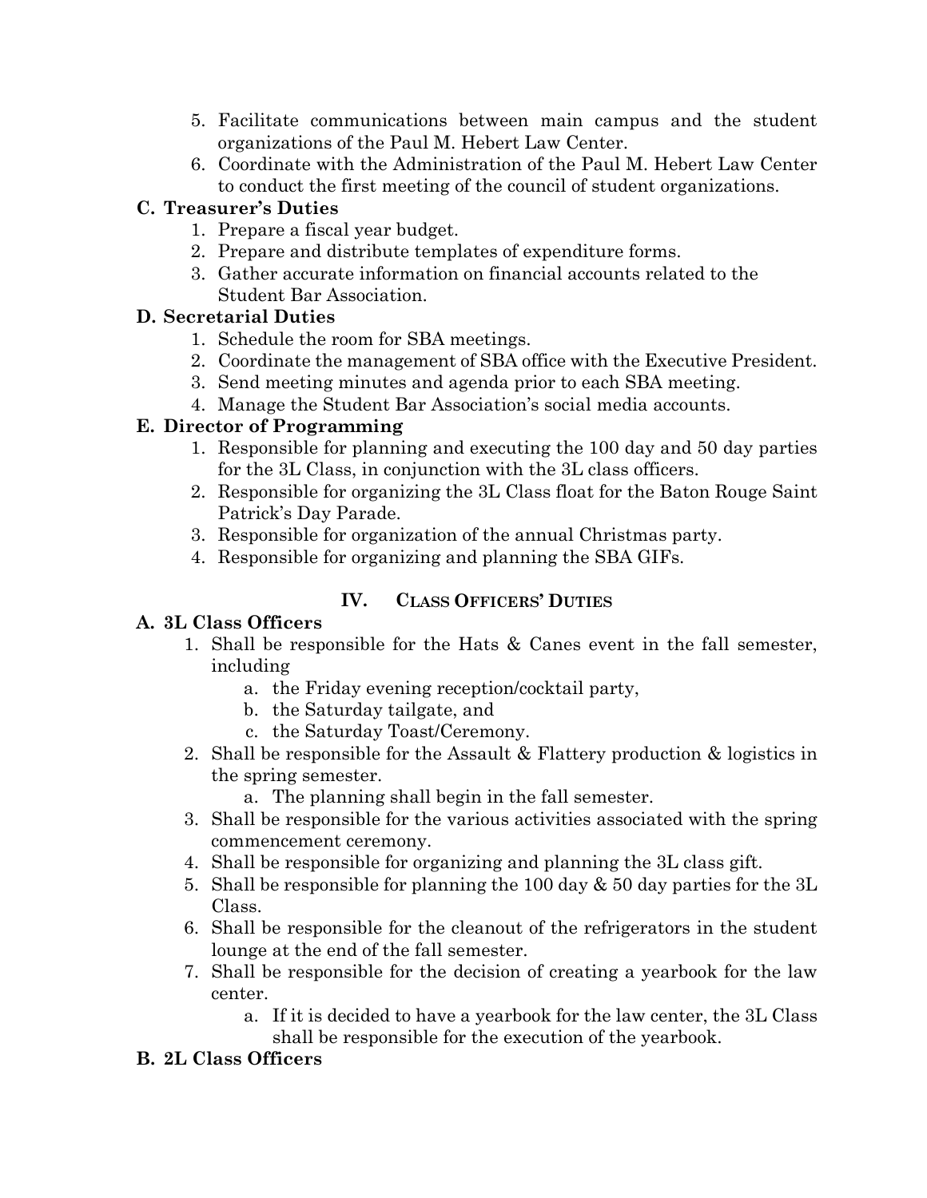5. Facilitate communications between main campus and the student organizations of the Paul M. Hebert Law Center.
6. Coordinate with the Administration of the Paul M. Hebert Law Center to conduct the first meeting of the council of student organizations.

**C. Treasurer's Duties**

1. Prepare a fiscal year budget.
2. Prepare and distribute templates of expenditure forms.
3. Gather accurate information on financial accounts related to the Student Bar Association.

**D. Secretarial Duties**

1. Schedule the room for SBA meetings.
2. Coordinate the management of SBA office with the Executive President.
3. Send meeting minutes and agenda prior to each SBA meeting.
4. Manage the Student Bar Association's social media accounts.

**E. Director of Programming**

1. Responsible for planning and executing the 100 day and 50 day parties for the 3L Class, in conjunction with the 3L class officers.
2. Responsible for organizing the 3L Class float for the Baton Rouge Saint Patrick's Day Parade.
3. Responsible for organization of the annual Christmas party.
4. Responsible for organizing and planning the SBA GIFs.

## IV. CLASS OFFICERS' DUTIES

**A. 3L Class Officers**

1. Shall be responsible for the Hats & Canes event in the fall semester, including
   a. the Friday evening reception/cocktail party,
   b. the Saturday tailgate, and
   c. the Saturday Toast/Ceremony.
2. Shall be responsible for the Assault & Flattery production & logistics in the spring semester.
   a. The planning shall begin in the fall semester.
3. Shall be responsible for the various activities associated with the spring commencement ceremony.
4. Shall be responsible for organizing and planning the 3L class gift.
5. Shall be responsible for planning the 100 day & 50 day parties for the 3L Class.
6. Shall be responsible for the cleanout of the refrigerators in the student lounge at the end of the fall semester.
7. Shall be responsible for the decision of creating a yearbook for the law center.
   a. If it is decided to have a yearbook for the law center, the 3L Class shall be responsible for the execution of the yearbook.

**B. 2L Class Officers**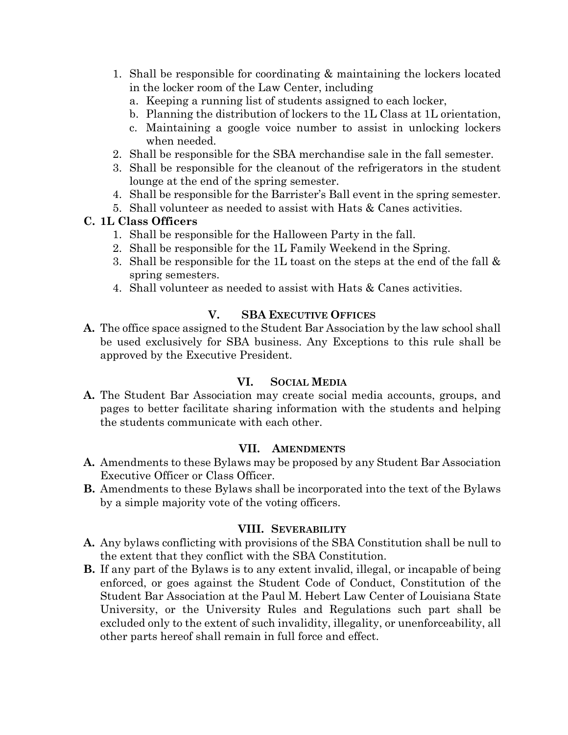1. Shall be responsible for coordinating & maintaining the lockers located in the locker room of the Law Center, including
   a. Keeping a running list of students assigned to each locker,
   b. Planning the distribution of lockers to the 1L Class at 1L orientation,
   c. Maintaining a google voice number to assist in unlocking lockers when needed.
2. Shall be responsible for the SBA merchandise sale in the fall semester.
3. Shall be responsible for the cleanout of the refrigerators in the student lounge at the end of the spring semester.
4. Shall be responsible for the Barrister's Ball event in the spring semester.
5. Shall volunteer as needed to assist with Hats & Canes activities.

**C. 1L Class Officers**

1. Shall be responsible for the Halloween Party in the fall.
2. Shall be responsible for the 1L Family Weekend in the Spring.
3. Shall be responsible for the 1L toast on the steps at the end of the fall & spring semesters.
4. Shall volunteer as needed to assist with Hats & Canes activities.

## V. SBA Executive Offices

**A.** The office space assigned to the Student Bar Association by the law school shall be used exclusively for SBA business. Any Exceptions to this rule shall be approved by the Executive President.

## VI. Social Media

**A.** The Student Bar Association may create social media accounts, groups, and pages to better facilitate sharing information with the students and helping the students communicate with each other.

## VII. Amendments

**A.** Amendments to these Bylaws may be proposed by any Student Bar Association Executive Officer or Class Officer.

**B.** Amendments to these Bylaws shall be incorporated into the text of the Bylaws by a simple majority vote of the voting officers.

## VIII. Severability

**A.** Any bylaws conflicting with provisions of the SBA Constitution shall be null to the extent that they conflict with the SBA Constitution.

**B.** If any part of the Bylaws is to any extent invalid, illegal, or incapable of being enforced, or goes against the Student Code of Conduct, Constitution of the Student Bar Association at the Paul M. Hebert Law Center of Louisiana State University, or the University Rules and Regulations such part shall be excluded only to the extent of such invalidity, illegality, or unenforceability, all other parts hereof shall remain in full force and effect.